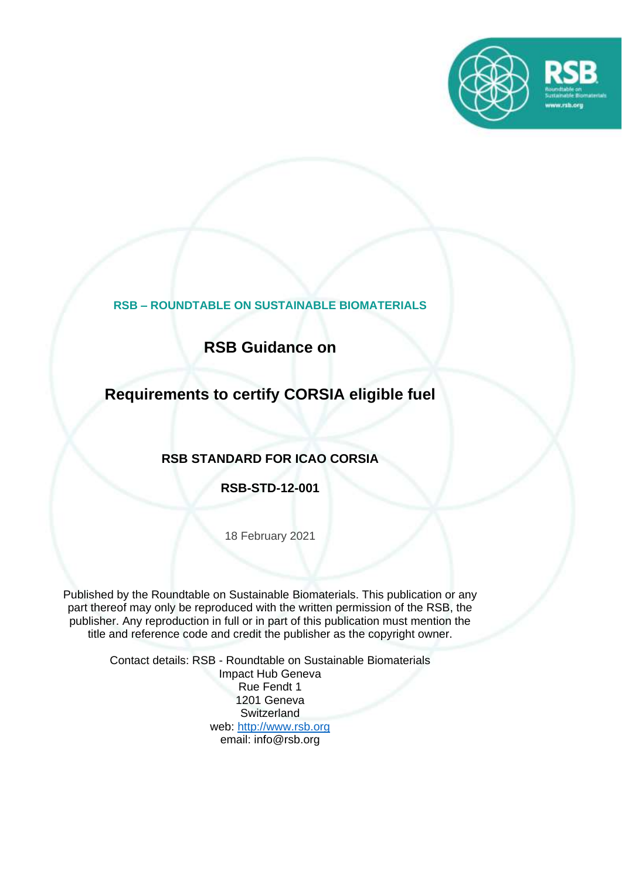**RSB – ROUNDTABLE ON SUSTAINABLE BIOMATERIALS**

# RSB Guidance on

# Requirements to certify CORSIA eligible fuel

## RSB STANDARD FOR ICAO CORSIA

## RSB-STD-12-001

18 February 2021

Published by the Roundtable on Sustainable Biomaterials. This publication or any part thereof may only be reproduced with the written permission of the RSB, the publisher. Any reproduction in full or in part of this publication must mention the title and reference code and credit the publisher as the copyright owner.

Contact details: RSB - Roundtable on Sustainable Biomaterials
Impact Hub Geneva
Rue Fendt 1
1201 Geneva
Switzerland
web: [http://www.rsb.org](http://www.rsb.org)
email: info@rsb.org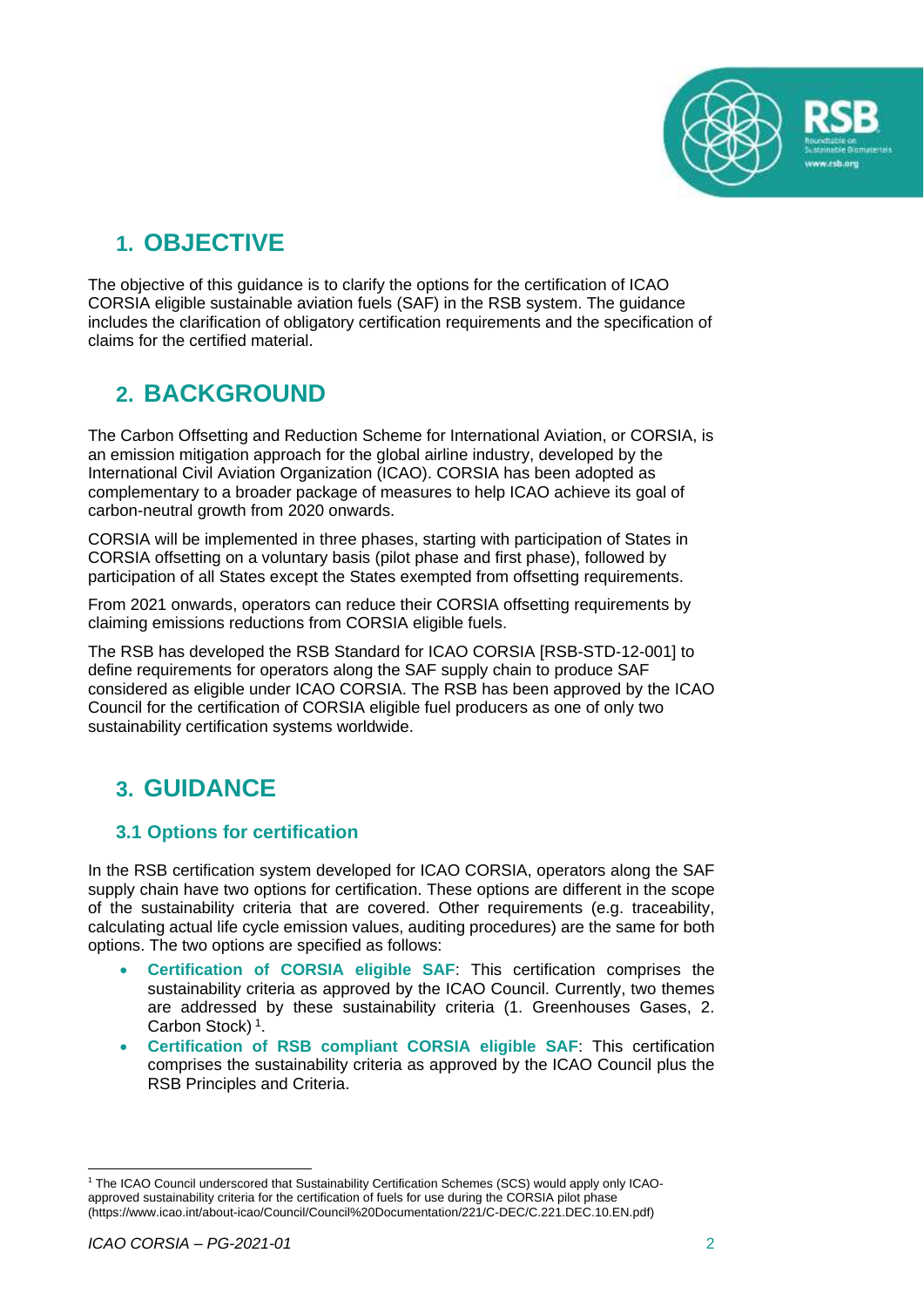## 1. OBJECTIVE

The objective of this guidance is to clarify the options for the certification of ICAO CORSIA eligible sustainable aviation fuels (SAF) in the RSB system. The guidance includes the clarification of obligatory certification requirements and the specification of claims for the certified material.

## 2. BACKGROUND

The Carbon Offsetting and Reduction Scheme for International Aviation, or CORSIA, is an emission mitigation approach for the global airline industry, developed by the International Civil Aviation Organization (ICAO). CORSIA has been adopted as complementary to a broader package of measures to help ICAO achieve its goal of carbon-neutral growth from 2020 onwards.

CORSIA will be implemented in three phases, starting with participation of States in CORSIA offsetting on a voluntary basis (pilot phase and first phase), followed by participation of all States except the States exempted from offsetting requirements.

From 2021 onwards, operators can reduce their CORSIA offsetting requirements by claiming emissions reductions from CORSIA eligible fuels.

The RSB has developed the RSB Standard for ICAO CORSIA [RSB-STD-12-001] to define requirements for operators along the SAF supply chain to produce SAF considered as eligible under ICAO CORSIA. The RSB has been approved by the ICAO Council for the certification of CORSIA eligible fuel producers as one of only two sustainability certification systems worldwide.

## 3. GUIDANCE

### 3.1 Options for certification

In the RSB certification system developed for ICAO CORSIA, operators along the SAF supply chain have two options for certification. These options are different in the scope of the sustainability criteria that are covered. Other requirements (e.g. traceability, calculating actual life cycle emission values, auditing procedures) are the same for both options. The two options are specified as follows:

- **Certification of CORSIA eligible SAF**: This certification comprises the sustainability criteria as approved by the ICAO Council. Currently, two themes are addressed by these sustainability criteria (1. Greenhouses Gases, 2. Carbon Stock) [1].
- **Certification of RSB compliant CORSIA eligible SAF**: This certification comprises the sustainability criteria as approved by the ICAO Council plus the RSB Principles and Criteria.

[1] The ICAO Council underscored that Sustainability Certification Schemes (SCS) would apply only ICAO-approved sustainability criteria for the certification of fuels for use during the CORSIA pilot phase (https://www.icao.int/about-icao/Council/Council%20Documentation/221/C-DEC/C.221.DEC.10.EN.pdf)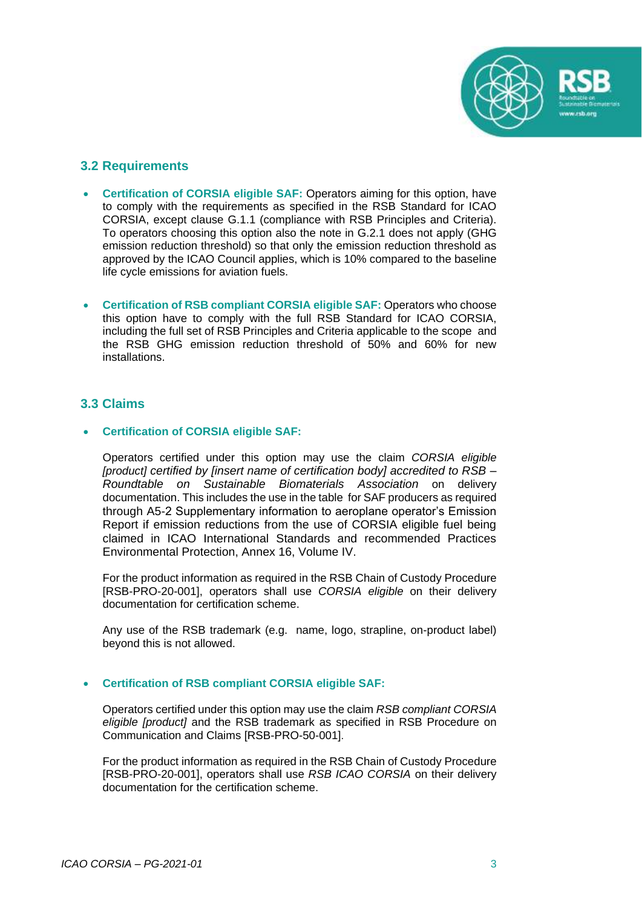## 3.2 Requirements

- **Certification of CORSIA eligible SAF:** Operators aiming for this option, have to comply with the requirements as specified in the RSB Standard for ICAO CORSIA, except clause G.1.1 (compliance with RSB Principles and Criteria). To operators choosing this option also the note in G.2.1 does not apply (GHG emission reduction threshold) so that only the emission reduction threshold as approved by the ICAO Council applies, which is 10% compared to the baseline life cycle emissions for aviation fuels.

- **Certification of RSB compliant CORSIA eligible SAF:** Operators who choose this option have to comply with the full RSB Standard for ICAO CORSIA, including the full set of RSB Principles and Criteria applicable to the scope and the RSB GHG emission reduction threshold of 50% and 60% for new installations.

## 3.3 Claims

- **Certification of CORSIA eligible SAF:**

  Operators certified under this option may use the claim *CORSIA eligible [product] certified by [insert name of certification body] accredited to RSB – Roundtable on Sustainable Biomaterials Association* on delivery documentation. This includes the use in the table for SAF producers as required through A5-2 Supplementary information to aeroplane operator's Emission Report if emission reductions from the use of CORSIA eligible fuel being claimed in ICAO International Standards and recommended Practices Environmental Protection, Annex 16, Volume IV.

  For the product information as required in the RSB Chain of Custody Procedure [RSB-PRO-20-001], operators shall use *CORSIA eligible* on their delivery documentation for certification scheme.

  Any use of the RSB trademark (e.g. name, logo, strapline, on-product label) beyond this is not allowed.

- **Certification of RSB compliant CORSIA eligible SAF:**

  Operators certified under this option may use the claim *RSB compliant CORSIA eligible [product]* and the RSB trademark as specified in RSB Procedure on Communication and Claims [RSB-PRO-50-001].

  For the product information as required in the RSB Chain of Custody Procedure [RSB-PRO-20-001], operators shall use *RSB ICAO CORSIA* on their delivery documentation for the certification scheme.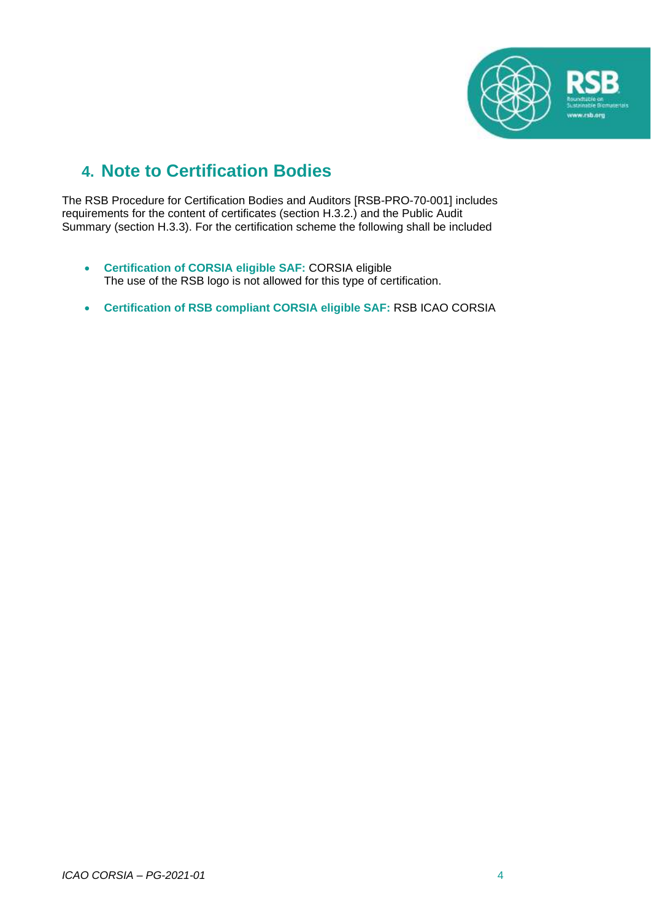## 4. Note to Certification Bodies

The RSB Procedure for Certification Bodies and Auditors [RSB-PRO-70-001] includes requirements for the content of certificates (section H.3.2.) and the Public Audit Summary (section H.3.3). For the certification scheme the following shall be included

- **Certification of CORSIA eligible SAF:** CORSIA eligible
  The use of the RSB logo is not allowed for this type of certification.
- **Certification of RSB compliant CORSIA eligible SAF:** RSB ICAO CORSIA